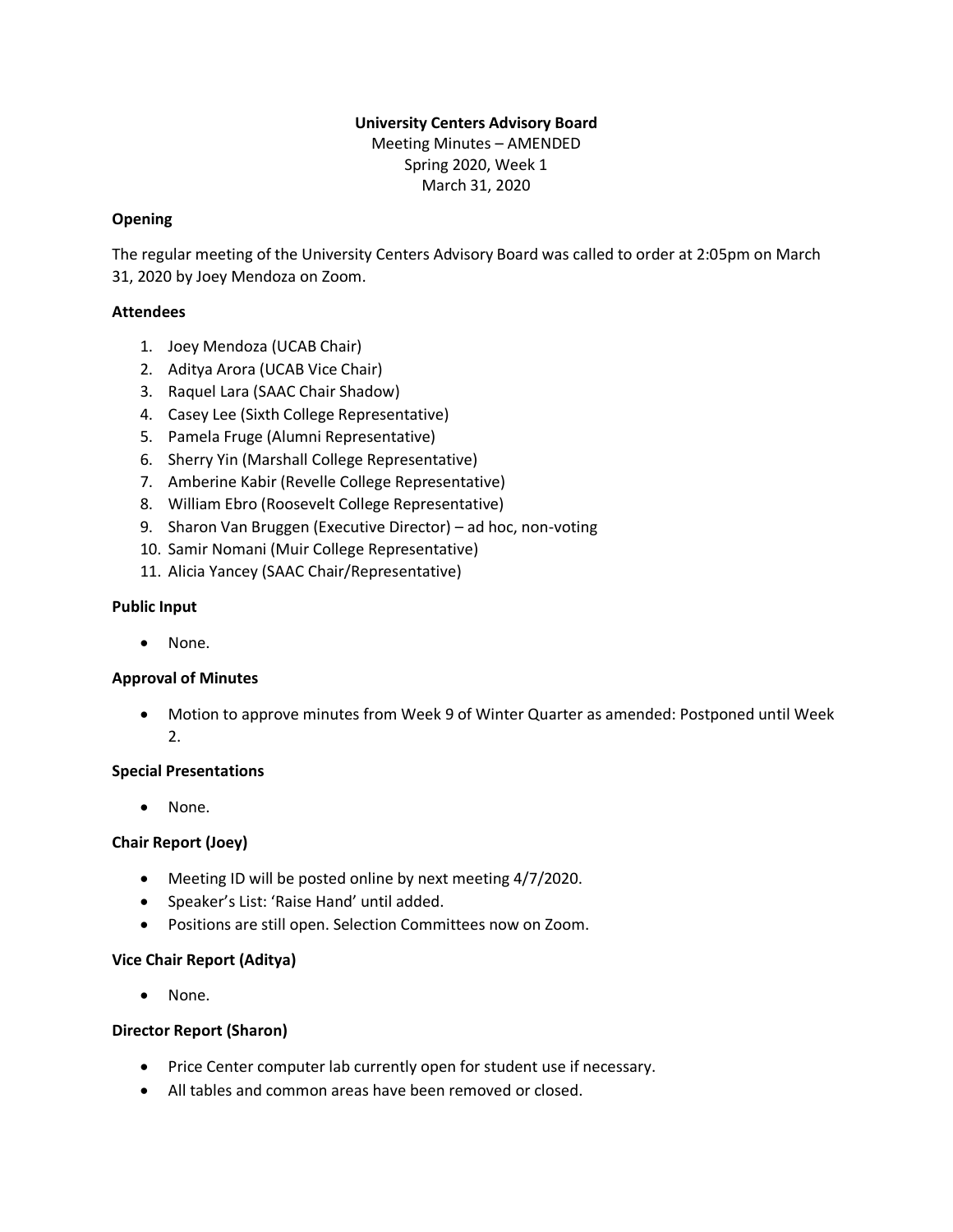# University Centers Advisory Board

Meeting Minutes – AMENDED
Spring 2020, Week 1
March 31, 2020

**Opening**

The regular meeting of the University Centers Advisory Board was called to order at 2:05pm on March 31, 2020 by Joey Mendoza on Zoom.

**Attendees**

1. Joey Mendoza (UCAB Chair)
2. Aditya Arora (UCAB Vice Chair)
3. Raquel Lara (SAAC Chair Shadow)
4. Casey Lee (Sixth College Representative)
5. Pamela Fruge (Alumni Representative)
6. Sherry Yin (Marshall College Representative)
7. Amberine Kabir (Revelle College Representative)
8. William Ebro (Roosevelt College Representative)
9. Sharon Van Bruggen (Executive Director) – ad hoc, non-voting
10. Samir Nomani (Muir College Representative)
11. Alicia Yancey (SAAC Chair/Representative)

**Public Input**

- None.

**Approval of Minutes**

- Motion to approve minutes from Week 9 of Winter Quarter as amended: Postponed until Week 2.

**Special Presentations**

- None.

**Chair Report (Joey)**

- Meeting ID will be posted online by next meeting 4/7/2020.
- Speaker's List: 'Raise Hand' until added.
- Positions are still open. Selection Committees now on Zoom.

**Vice Chair Report (Aditya)**

- None.

**Director Report (Sharon)**

- Price Center computer lab currently open for student use if necessary.
- All tables and common areas have been removed or closed.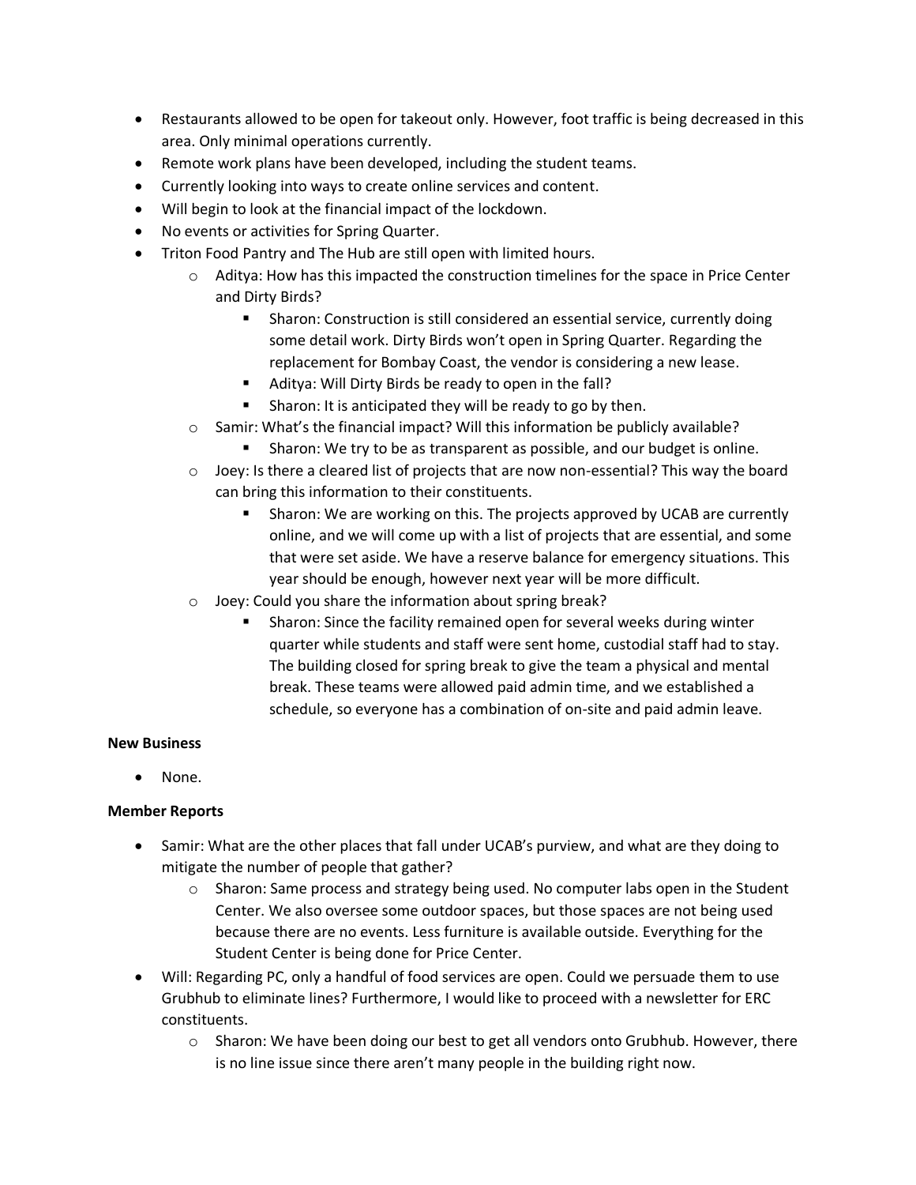- Restaurants allowed to be open for takeout only. However, foot traffic is being decreased in this area. Only minimal operations currently.
- Remote work plans have been developed, including the student teams.
- Currently looking into ways to create online services and content.
- Will begin to look at the financial impact of the lockdown.
- No events or activities for Spring Quarter.
- Triton Food Pantry and The Hub are still open with limited hours.
  - Aditya: How has this impacted the construction timelines for the space in Price Center and Dirty Birds?
    - Sharon: Construction is still considered an essential service, currently doing some detail work. Dirty Birds won't open in Spring Quarter. Regarding the replacement for Bombay Coast, the vendor is considering a new lease.
    - Aditya: Will Dirty Birds be ready to open in the fall?
    - Sharon: It is anticipated they will be ready to go by then.
  - Samir: What's the financial impact? Will this information be publicly available?
    - Sharon: We try to be as transparent as possible, and our budget is online.
  - Joey: Is there a cleared list of projects that are now non-essential? This way the board can bring this information to their constituents.
    - Sharon: We are working on this. The projects approved by UCAB are currently online, and we will come up with a list of projects that are essential, and some that were set aside. We have a reserve balance for emergency situations. This year should be enough, however next year will be more difficult.
  - Joey: Could you share the information about spring break?
    - Sharon: Since the facility remained open for several weeks during winter quarter while students and staff were sent home, custodial staff had to stay. The building closed for spring break to give the team a physical and mental break. These teams were allowed paid admin time, and we established a schedule, so everyone has a combination of on-site and paid admin leave.

**New Business**

- None.

**Member Reports**

- Samir: What are the other places that fall under UCAB's purview, and what are they doing to mitigate the number of people that gather?
  - Sharon: Same process and strategy being used. No computer labs open in the Student Center. We also oversee some outdoor spaces, but those spaces are not being used because there are no events. Less furniture is available outside. Everything for the Student Center is being done for Price Center.
- Will: Regarding PC, only a handful of food services are open. Could we persuade them to use Grubhub to eliminate lines? Furthermore, I would like to proceed with a newsletter for ERC constituents.
  - Sharon: We have been doing our best to get all vendors onto Grubhub. However, there is no line issue since there aren't many people in the building right now.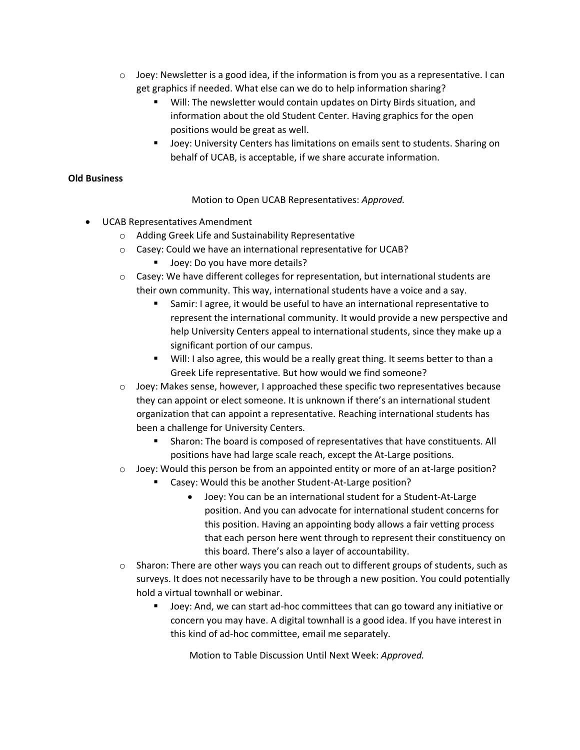- Joey: Newsletter is a good idea, if the information is from you as a representative. I can get graphics if needed. What else can we do to help information sharing?
    - Will: The newsletter would contain updates on Dirty Birds situation, and information about the old Student Center. Having graphics for the open positions would be great as well.
    - Joey: University Centers has limitations on emails sent to students. Sharing on behalf of UCAB, is acceptable, if we share accurate information.

**Old Business**

Motion to Open UCAB Representatives: *Approved.*

- UCAB Representatives Amendment
    - Adding Greek Life and Sustainability Representative
    - Casey: Could we have an international representative for UCAB?
        - Joey: Do you have more details?
    - Casey: We have different colleges for representation, but international students are their own community. This way, international students have a voice and a say.
        - Samir: I agree, it would be useful to have an international representative to represent the international community. It would provide a new perspective and help University Centers appeal to international students, since they make up a significant portion of our campus.
        - Will: I also agree, this would be a really great thing. It seems better to than a Greek Life representative. But how would we find someone?
    - Joey: Makes sense, however, I approached these specific two representatives because they can appoint or elect someone. It is unknown if there's an international student organization that can appoint a representative. Reaching international students has been a challenge for University Centers.
        - Sharon: The board is composed of representatives that have constituents. All positions have had large scale reach, except the At-Large positions.
    - Joey: Would this person be from an appointed entity or more of an at-large position?
        - Casey: Would this be another Student-At-Large position?
            - Joey: You can be an international student for a Student-At-Large position. And you can advocate for international student concerns for this position. Having an appointing body allows a fair vetting process that each person here went through to represent their constituency on this board. There's also a layer of accountability.
    - Sharon: There are other ways you can reach out to different groups of students, such as surveys. It does not necessarily have to be through a new position. You could potentially hold a virtual townhall or webinar.
        - Joey: And, we can start ad-hoc committees that can go toward any initiative or concern you may have. A digital townhall is a good idea. If you have interest in this kind of ad-hoc committee, email me separately.

Motion to Table Discussion Until Next Week: *Approved.*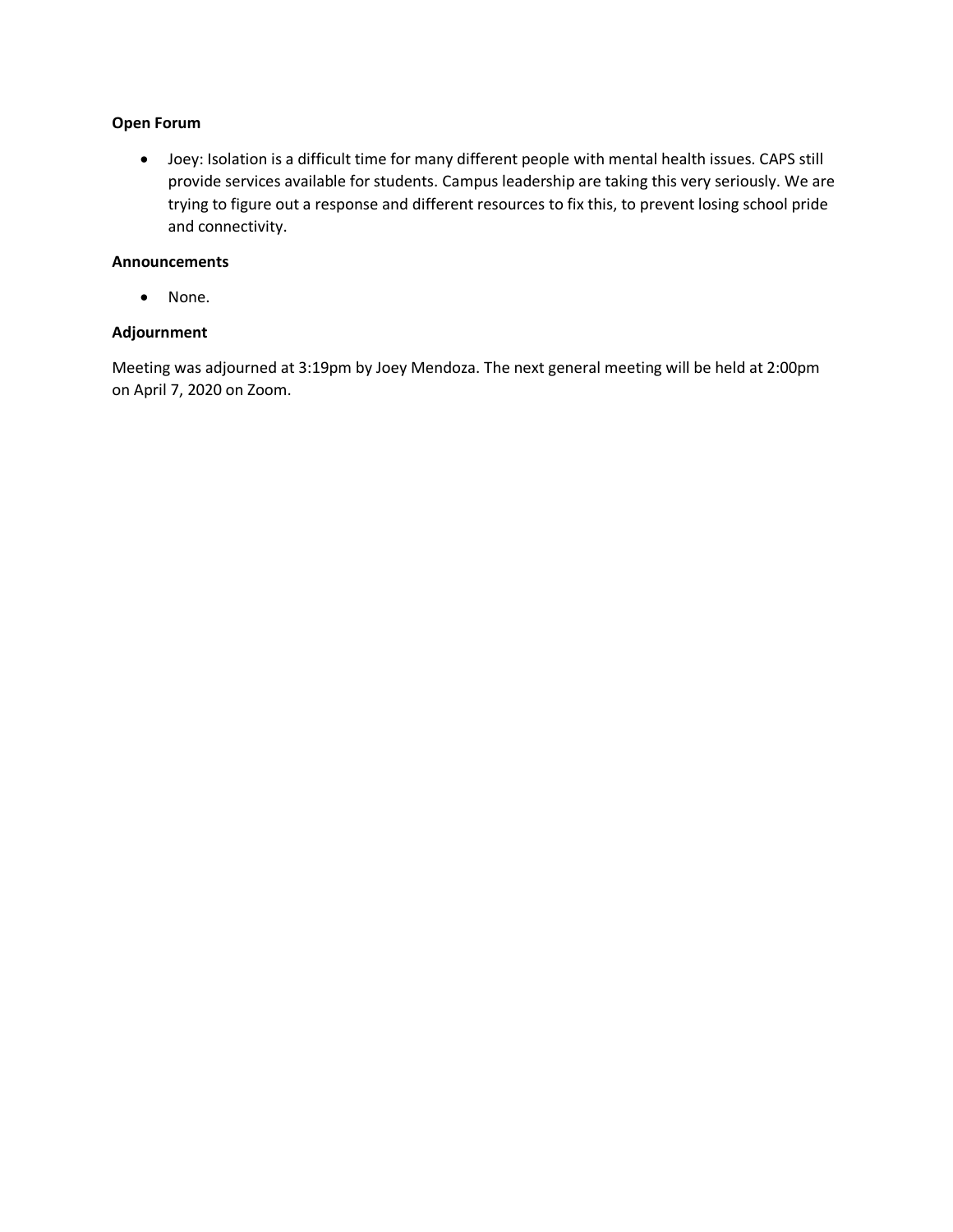**Open Forum**

- Joey: Isolation is a difficult time for many different people with mental health issues. CAPS still provide services available for students. Campus leadership are taking this very seriously. We are trying to figure out a response and different resources to fix this, to prevent losing school pride and connectivity.

**Announcements**

- None.

**Adjournment**

Meeting was adjourned at 3:19pm by Joey Mendoza. The next general meeting will be held at 2:00pm on April 7, 2020 on Zoom.